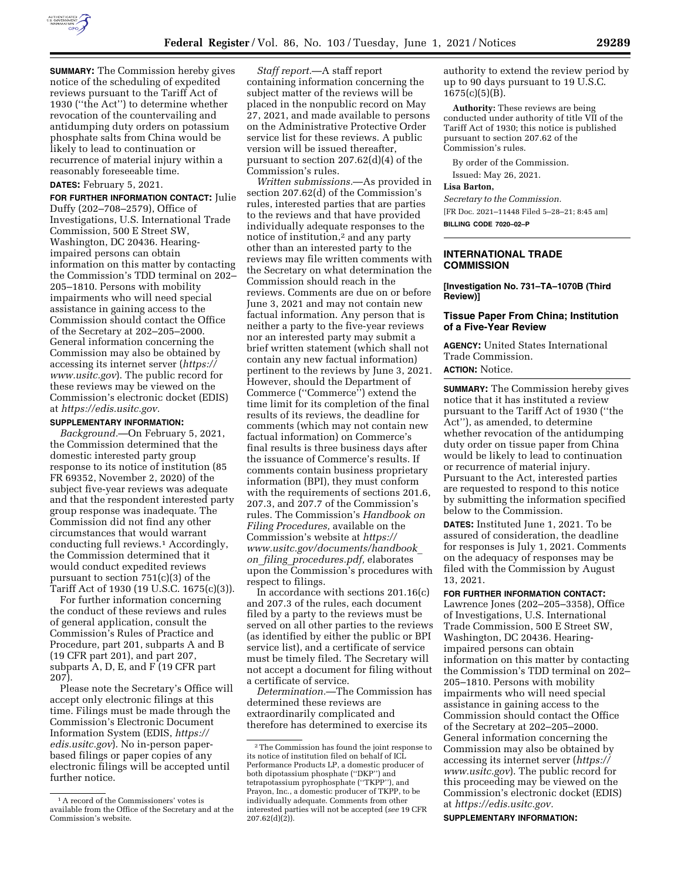**SUMMARY:** The Commission hereby gives notice of the scheduling of expedited reviews pursuant to the Tariff Act of 1930 (''the Act'') to determine whether revocation of the countervailing and antidumping duty orders on potassium phosphate salts from China would be likely to lead to continuation or recurrence of material injury within a reasonably foreseeable time.

**DATES:** February 5, 2021.

**FOR FURTHER INFORMATION CONTACT:** Julie Duffy (202–708–2579), Office of Investigations, U.S. International Trade Commission, 500 E Street SW, Washington, DC 20436. Hearing-impaired persons can obtain information on this matter by contacting the Commission's TDD terminal on 202–205–1810. Persons with mobility impairments who will need special assistance in gaining access to the Commission should contact the Office of the Secretary at 202–205–2000. General information concerning the Commission may also be obtained by accessing its internet server (*https://www.usitc.gov*). The public record for these reviews may be viewed on the Commission's electronic docket (EDIS) at *https://edis.usitc.gov.*

**SUPPLEMENTARY INFORMATION:**

*Background.*—On February 5, 2021, the Commission determined that the domestic interested party group response to its notice of institution (85 FR 69352, November 2, 2020) of the subject five-year reviews was adequate and that the respondent interested party group response was inadequate. The Commission did not find any other circumstances that would warrant conducting full reviews.[1] Accordingly, the Commission determined that it would conduct expedited reviews pursuant to section 751(c)(3) of the Tariff Act of 1930 (19 U.S.C. 1675(c)(3)).

For further information concerning the conduct of these reviews and rules of general application, consult the Commission's Rules of Practice and Procedure, part 201, subparts A and B (19 CFR part 201), and part 207, subparts A, D, E, and F (19 CFR part 207).

Please note the Secretary's Office will accept only electronic filings at this time. Filings must be made through the Commission's Electronic Document Information System (EDIS, *https://edis.usitc.gov*). No in-person paper-based filings or paper copies of any electronic filings will be accepted until further notice.

*Staff report.*—A staff report containing information concerning the subject matter of the reviews will be placed in the nonpublic record on May 27, 2021, and made available to persons on the Administrative Protective Order service list for these reviews. A public version will be issued thereafter, pursuant to section 207.62(d)(4) of the Commission's rules.

*Written submissions.*—As provided in section 207.62(d) of the Commission's rules, interested parties that are parties to the reviews and that have provided individually adequate responses to the notice of institution,[2] and any party other than an interested party to the reviews may file written comments with the Secretary on what determination the Commission should reach in the reviews. Comments are due on or before June 3, 2021 and may not contain new factual information. Any person that is neither a party to the five-year reviews nor an interested party may submit a brief written statement (which shall not contain any new factual information) pertinent to the reviews by June 3, 2021. However, should the Department of Commerce (''Commerce'') extend the time limit for its completion of the final results of its reviews, the deadline for comments (which may not contain new factual information) on Commerce's final results is three business days after the issuance of Commerce's results. If comments contain business proprietary information (BPI), they must conform with the requirements of sections 201.6, 207.3, and 207.7 of the Commission's rules. The Commission's *Handbook on Filing Procedures,* available on the Commission's website at *https://www.usitc.gov/documents/handbook_on_filing_procedures.pdf,* elaborates upon the Commission's procedures with respect to filings.

In accordance with sections 201.16(c) and 207.3 of the rules, each document filed by a party to the reviews must be served on all other parties to the reviews (as identified by either the public or BPI service list), and a certificate of service must be timely filed. The Secretary will not accept a document for filing without a certificate of service.

*Determination.*—The Commission has determined these reviews are extraordinarily complicated and therefore has determined to exercise its authority to extend the review period by up to 90 days pursuant to 19 U.S.C. 1675(c)(5)(B).

**Authority:** These reviews are being conducted under authority of title VII of the Tariff Act of 1930; this notice is published pursuant to section 207.62 of the Commission's rules.

By order of the Commission.

Issued: May 26, 2021.

**Lisa Barton,**

*Secretary to the Commission.*

[FR Doc. 2021–11448 Filed 5–28–21; 8:45 am]

**BILLING CODE 7020–02–P**

[1] A record of the Commissioners' votes is available from the Office of the Secretary and at the Commission's website.

[2] The Commission has found the joint response to its notice of institution filed on behalf of ICL Performance Products LP, a domestic producer of both dipotassium phosphate (''DKP'') and tetrapotassium pyrophosphate (''TKPP''), and Prayon, Inc., a domestic producer of TKPP, to be individually adequate. Comments from other interested parties will not be accepted (*see* 19 CFR 207.62(d)(2)).

---

## INTERNATIONAL TRADE COMMISSION

**[Investigation No. 731–TA–1070B (Third Review)]**

## Tissue Paper From China; Institution of a Five-Year Review

**AGENCY:** United States International Trade Commission.

**ACTION:** Notice.

**SUMMARY:** The Commission hereby gives notice that it has instituted a review pursuant to the Tariff Act of 1930 (''the Act''), as amended, to determine whether revocation of the antidumping duty order on tissue paper from China would be likely to lead to continuation or recurrence of material injury. Pursuant to the Act, interested parties are requested to respond to this notice by submitting the information specified below to the Commission.

**DATES:** Instituted June 1, 2021. To be assured of consideration, the deadline for responses is July 1, 2021. Comments on the adequacy of responses may be filed with the Commission by August 13, 2021.

**FOR FURTHER INFORMATION CONTACT:** Lawrence Jones (202–205–3358), Office of Investigations, U.S. International Trade Commission, 500 E Street SW, Washington, DC 20436. Hearing-impaired persons can obtain information on this matter by contacting the Commission's TDD terminal on 202–205–1810. Persons with mobility impairments who will need special assistance in gaining access to the Commission should contact the Office of the Secretary at 202–205–2000. General information concerning the Commission may also be obtained by accessing its internet server (*https://www.usitc.gov*). The public record for this proceeding may be viewed on the Commission's electronic docket (EDIS) at *https://edis.usitc.gov.*

**SUPPLEMENTARY INFORMATION:**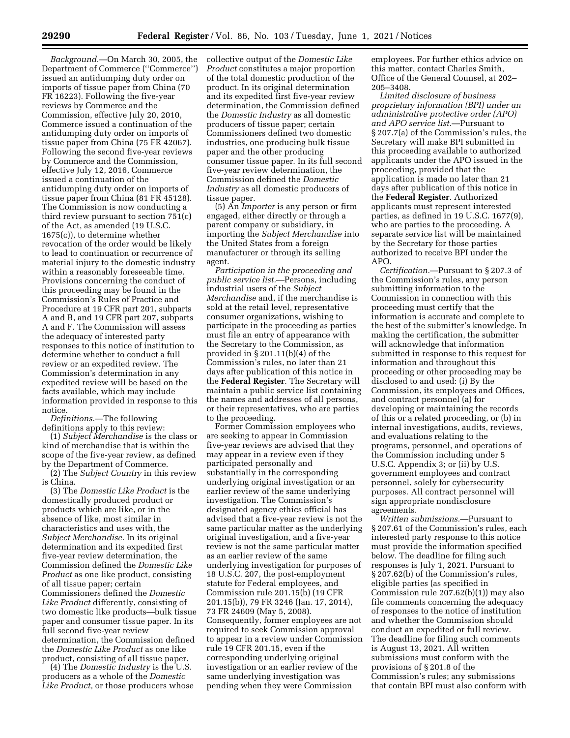*Background.*—On March 30, 2005, the Department of Commerce (''Commerce'') issued an antidumping duty order on imports of tissue paper from China (70 FR 16223). Following the five-year reviews by Commerce and the Commission, effective July 20, 2010, Commerce issued a continuation of the antidumping duty order on imports of tissue paper from China (75 FR 42067). Following the second five-year reviews by Commerce and the Commission, effective July 12, 2016, Commerce issued a continuation of the antidumping duty order on imports of tissue paper from China (81 FR 45128). The Commission is now conducting a third review pursuant to section 751(c) of the Act, as amended (19 U.S.C. 1675(c)), to determine whether revocation of the order would be likely to lead to continuation or recurrence of material injury to the domestic industry within a reasonably foreseeable time. Provisions concerning the conduct of this proceeding may be found in the Commission's Rules of Practice and Procedure at 19 CFR part 201, subparts A and B, and 19 CFR part 207, subparts A and F. The Commission will assess the adequacy of interested party responses to this notice of institution to determine whether to conduct a full review or an expedited review. The Commission's determination in any expedited review will be based on the facts available, which may include information provided in response to this notice.

*Definitions.*—The following definitions apply to this review:

(1) *Subject Merchandise* is the class or kind of merchandise that is within the scope of the five-year review, as defined by the Department of Commerce.

(2) The *Subject Country* in this review is China.

(3) The *Domestic Like Product* is the domestically produced product or products which are like, or in the absence of like, most similar in characteristics and uses with, the *Subject Merchandise.* In its original determination and its expedited first five-year review determination, the Commission defined the *Domestic Like Product* as one like product, consisting of all tissue paper; certain Commissioners defined the *Domestic Like Product* differently, consisting of two domestic like products—bulk tissue paper and consumer tissue paper. In its full second five-year review determination, the Commission defined the *Domestic Like Product* as one like product, consisting of all tissue paper.

(4) The *Domestic Industry* is the U.S. producers as a whole of the *Domestic Like Product,* or those producers whose collective output of the *Domestic Like Product* constitutes a major proportion of the total domestic production of the product. In its original determination and its expedited first five-year review determination, the Commission defined the *Domestic Industry* as all domestic producers of tissue paper; certain Commissioners defined two domestic industries, one producing bulk tissue paper and the other producing consumer tissue paper. In its full second five-year review determination, the Commission defined the *Domestic Industry* as all domestic producers of tissue paper.

(5) An *Importer* is any person or firm engaged, either directly or through a parent company or subsidiary, in importing the *Subject Merchandise* into the United States from a foreign manufacturer or through its selling agent.

*Participation in the proceeding and public service list.*—Persons, including industrial users of the *Subject Merchandise* and, if the merchandise is sold at the retail level, representative consumer organizations, wishing to participate in the proceeding as parties must file an entry of appearance with the Secretary to the Commission, as provided in § 201.11(b)(4) of the Commission's rules, no later than 21 days after publication of this notice in the **Federal Register**. The Secretary will maintain a public service list containing the names and addresses of all persons, or their representatives, who are parties to the proceeding.

Former Commission employees who are seeking to appear in Commission five-year reviews are advised that they may appear in a review even if they participated personally and substantially in the corresponding underlying original investigation or an earlier review of the same underlying investigation. The Commission's designated agency ethics official has advised that a five-year review is not the same particular matter as the underlying original investigation, and a five-year review is not the same particular matter as an earlier review of the same underlying investigation for purposes of 18 U.S.C. 207, the post-employment statute for Federal employees, and Commission rule 201.15(b) (19 CFR 201.15(b)), 79 FR 3246 (Jan. 17, 2014), 73 FR 24609 (May 5, 2008). Consequently, former employees are not required to seek Commission approval to appear in a review under Commission rule 19 CFR 201.15, even if the corresponding underlying original investigation or an earlier review of the same underlying investigation was pending when they were Commission employees. For further ethics advice on this matter, contact Charles Smith, Office of the General Counsel, at 202–205–3408.

*Limited disclosure of business proprietary information (BPI) under an administrative protective order (APO) and APO service list.*—Pursuant to § 207.7(a) of the Commission's rules, the Secretary will make BPI submitted in this proceeding available to authorized applicants under the APO issued in the proceeding, provided that the application is made no later than 21 days after publication of this notice in the **Federal Register**. Authorized applicants must represent interested parties, as defined in 19 U.S.C. 1677(9), who are parties to the proceeding. A separate service list will be maintained by the Secretary for those parties authorized to receive BPI under the APO.

*Certification.*—Pursuant to § 207.3 of the Commission's rules, any person submitting information to the Commission in connection with this proceeding must certify that the information is accurate and complete to the best of the submitter's knowledge. In making the certification, the submitter will acknowledge that information submitted in response to this request for information and throughout this proceeding or other proceeding may be disclosed to and used: (i) By the Commission, its employees and Offices, and contract personnel (a) for developing or maintaining the records of this or a related proceeding, or (b) in internal investigations, audits, reviews, and evaluations relating to the programs, personnel, and operations of the Commission including under 5 U.S.C. Appendix 3; or (ii) by U.S. government employees and contract personnel, solely for cybersecurity purposes. All contract personnel will sign appropriate nondisclosure agreements.

*Written submissions.*—Pursuant to § 207.61 of the Commission's rules, each interested party response to this notice must provide the information specified below. The deadline for filing such responses is July 1, 2021. Pursuant to § 207.62(b) of the Commission's rules, eligible parties (as specified in Commission rule 207.62(b)(1)) may also file comments concerning the adequacy of responses to the notice of institution and whether the Commission should conduct an expedited or full review. The deadline for filing such comments is August 13, 2021. All written submissions must conform with the provisions of § 201.8 of the Commission's rules; any submissions that contain BPI must also conform with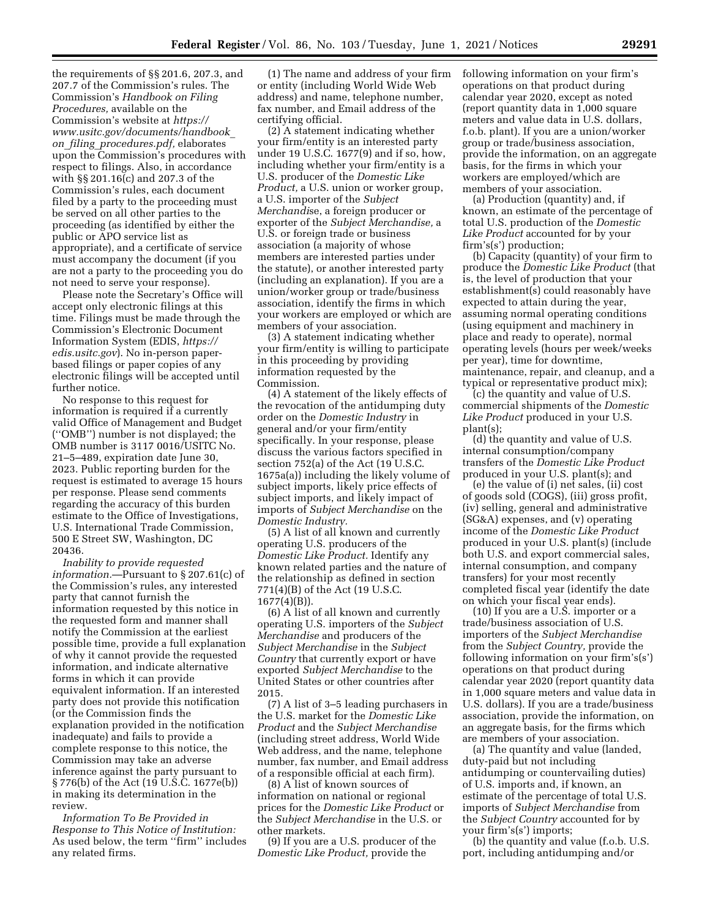the requirements of §§ 201.6, 207.3, and 207.7 of the Commission's rules. The Commission's *Handbook on Filing Procedures,* available on the Commission's website at *https://www.usitc.gov/documents/handbook_on_filing_procedures.pdf,* elaborates upon the Commission's procedures with respect to filings. Also, in accordance with §§ 201.16(c) and 207.3 of the Commission's rules, each document filed by a party to the proceeding must be served on all other parties to the proceeding (as identified by either the public or APO service list as appropriate), and a certificate of service must accompany the document (if you are not a party to the proceeding you do not need to serve your response).

Please note the Secretary's Office will accept only electronic filings at this time. Filings must be made through the Commission's Electronic Document Information System (EDIS, *https://edis.usitc.gov*). No in-person paper-based filings or paper copies of any electronic filings will be accepted until further notice.

No response to this request for information is required if a currently valid Office of Management and Budget (''OMB'') number is not displayed; the OMB number is 3117 0016/USITC No. 21–5–489, expiration date June 30, 2023. Public reporting burden for the request is estimated to average 15 hours per response. Please send comments regarding the accuracy of this burden estimate to the Office of Investigations, U.S. International Trade Commission, 500 E Street SW, Washington, DC 20436.

*Inability to provide requested information.*—Pursuant to § 207.61(c) of the Commission's rules, any interested party that cannot furnish the information requested by this notice in the requested form and manner shall notify the Commission at the earliest possible time, provide a full explanation of why it cannot provide the requested information, and indicate alternative forms in which it can provide equivalent information. If an interested party does not provide this notification (or the Commission finds the explanation provided in the notification inadequate) and fails to provide a complete response to this notice, the Commission may take an adverse inference against the party pursuant to § 776(b) of the Act (19 U.S.C. 1677e(b)) in making its determination in the review.

*Information To Be Provided in Response to This Notice of Institution:* As used below, the term ''firm'' includes any related firms.

(1) The name and address of your firm or entity (including World Wide Web address) and name, telephone number, fax number, and Email address of the certifying official.

(2) A statement indicating whether your firm/entity is an interested party under 19 U.S.C. 1677(9) and if so, how, including whether your firm/entity is a U.S. producer of the *Domestic Like Product,* a U.S. union or worker group, a U.S. importer of the *Subject Merchandis*e, a foreign producer or exporter of the *Subject Merchandise,* a U.S. or foreign trade or business association (a majority of whose members are interested parties under the statute), or another interested party (including an explanation). If you are a union/worker group or trade/business association, identify the firms in which your workers are employed or which are members of your association.

(3) A statement indicating whether your firm/entity is willing to participate in this proceeding by providing information requested by the Commission.

(4) A statement of the likely effects of the revocation of the antidumping duty order on the *Domestic Industry* in general and/or your firm/entity specifically. In your response, please discuss the various factors specified in section 752(a) of the Act (19 U.S.C. 1675a(a)) including the likely volume of subject imports, likely price effects of subject imports, and likely impact of imports of *Subject Merchandise* on the *Domestic Industry.*

(5) A list of all known and currently operating U.S. producers of the *Domestic Like Product.* Identify any known related parties and the nature of the relationship as defined in section 771(4)(B) of the Act (19 U.S.C. 1677(4)(B)).

(6) A list of all known and currently operating U.S. importers of the *Subject Merchandise* and producers of the *Subject Merchandise* in the *Subject Country* that currently export or have exported *Subject Merchandise* to the United States or other countries after 2015.

(7) A list of 3–5 leading purchasers in the U.S. market for the *Domestic Like Product* and the *Subject Merchandise* (including street address, World Wide Web address, and the name, telephone number, fax number, and Email address of a responsible official at each firm).

(8) A list of known sources of information on national or regional prices for the *Domestic Like Product* or the *Subject Merchandise* in the U.S. or other markets.

(9) If you are a U.S. producer of the *Domestic Like Product,* provide the following information on your firm's operations on that product during calendar year 2020, except as noted (report quantity data in 1,000 square meters and value data in U.S. dollars, f.o.b. plant). If you are a union/worker group or trade/business association, provide the information, on an aggregate basis, for the firms in which your workers are employed/which are members of your association.

(a) Production (quantity) and, if known, an estimate of the percentage of total U.S. production of the *Domestic Like Product* accounted for by your firm's(s') production;

(b) Capacity (quantity) of your firm to produce the *Domestic Like Product* (that is, the level of production that your establishment(s) could reasonably have expected to attain during the year, assuming normal operating conditions (using equipment and machinery in place and ready to operate), normal operating levels (hours per week/weeks per year), time for downtime, maintenance, repair, and cleanup, and a typical or representative product mix);

(c) the quantity and value of U.S. commercial shipments of the *Domestic Like Product* produced in your U.S. plant(s);

(d) the quantity and value of U.S. internal consumption/company transfers of the *Domestic Like Product* produced in your U.S. plant(s); and

(e) the value of (i) net sales, (ii) cost of goods sold (COGS), (iii) gross profit, (iv) selling, general and administrative (SG&A) expenses, and (v) operating income of the *Domestic Like Product* produced in your U.S. plant(s) (include both U.S. and export commercial sales, internal consumption, and company transfers) for your most recently completed fiscal year (identify the date on which your fiscal year ends).

(10) If you are a U.S. importer or a trade/business association of U.S. importers of the *Subject Merchandise* from the *Subject Country,* provide the following information on your firm's(s') operations on that product during calendar year 2020 (report quantity data in 1,000 square meters and value data in U.S. dollars). If you are a trade/business association, provide the information, on an aggregate basis, for the firms which are members of your association.

(a) The quantity and value (landed, duty-paid but not including antidumping or countervailing duties) of U.S. imports and, if known, an estimate of the percentage of total U.S. imports of *Subject Merchandise* from the *Subject Country* accounted for by your firm's(s') imports;

(b) the quantity and value (f.o.b. U.S. port, including antidumping and/or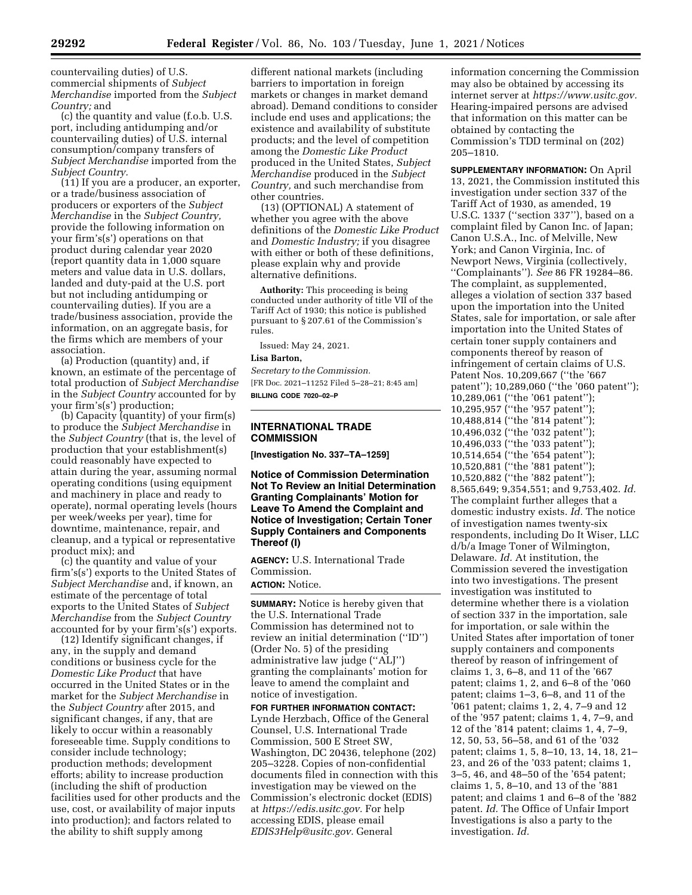countervailing duties) of U.S. commercial shipments of *Subject Merchandise* imported from the *Subject Country;* and

(c) the quantity and value (f.o.b. U.S. port, including antidumping and/or countervailing duties) of U.S. internal consumption/company transfers of *Subject Merchandise* imported from the *Subject Country.*

(11) If you are a producer, an exporter, or a trade/business association of producers or exporters of the *Subject Merchandise* in the *Subject Country,* provide the following information on your firm's(s') operations on that product during calendar year 2020 (report quantity data in 1,000 square meters and value data in U.S. dollars, landed and duty-paid at the U.S. port but not including antidumping or countervailing duties). If you are a trade/business association, provide the information, on an aggregate basis, for the firms which are members of your association.

(a) Production (quantity) and, if known, an estimate of the percentage of total production of *Subject Merchandise* in the *Subject Country* accounted for by your firm's(s') production;

(b) Capacity (quantity) of your firm(s) to produce the *Subject Merchandise* in the *Subject Country* (that is, the level of production that your establishment(s) could reasonably have expected to attain during the year, assuming normal operating conditions (using equipment and machinery in place and ready to operate), normal operating levels (hours per week/weeks per year), time for downtime, maintenance, repair, and cleanup, and a typical or representative product mix); and

(c) the quantity and value of your firm's(s') exports to the United States of *Subject Merchandise* and, if known, an estimate of the percentage of total exports to the United States of *Subject Merchandise* from the *Subject Country* accounted for by your firm's(s') exports.

(12) Identify significant changes, if any, in the supply and demand conditions or business cycle for the *Domestic Like Product* that have occurred in the United States or in the market for the *Subject Merchandise* in the *Subject Country* after 2015, and significant changes, if any, that are likely to occur within a reasonably foreseeable time. Supply conditions to consider include technology; production methods; development efforts; ability to increase production (including the shift of production facilities used for other products and the use, cost, or availability of major inputs into production); and factors related to the ability to shift supply among different national markets (including barriers to importation in foreign markets or changes in market demand abroad). Demand conditions to consider include end uses and applications; the existence and availability of substitute products; and the level of competition among the *Domestic Like Product* produced in the United States, *Subject Merchandise* produced in the *Subject Country,* and such merchandise from other countries.

(13) (OPTIONAL) A statement of whether you agree with the above definitions of the *Domestic Like Product* and *Domestic Industry;* if you disagree with either or both of these definitions, please explain why and provide alternative definitions.

**Authority:** This proceeding is being conducted under authority of title VII of the Tariff Act of 1930; this notice is published pursuant to § 207.61 of the Commission's rules.

Issued: May 24, 2021.

**Lisa Barton,**

*Secretary to the Commission.*

[FR Doc. 2021–11252 Filed 5–28–21; 8:45 am]

**BILLING CODE 7020–02–P**

## INTERNATIONAL TRADE COMMISSION

**[Investigation No. 337–TA–1259]**

## Notice of Commission Determination Not To Review an Initial Determination Granting Complainants' Motion for Leave To Amend the Complaint and Notice of Investigation; Certain Toner Supply Containers and Components Thereof (I)

**AGENCY:** U.S. International Trade Commission.

**ACTION:** Notice.

**SUMMARY:** Notice is hereby given that the U.S. International Trade Commission has determined not to review an initial determination ("ID") (Order No. 5) of the presiding administrative law judge ("ALJ") granting the complainants' motion for leave to amend the complaint and notice of investigation.

**FOR FURTHER INFORMATION CONTACT:** Lynde Herzbach, Office of the General Counsel, U.S. International Trade Commission, 500 E Street SW, Washington, DC 20436, telephone (202) 205–3228. Copies of non-confidential documents filed in connection with this investigation may be viewed on the Commission's electronic docket (EDIS) at *https://edis.usitc.gov.* For help accessing EDIS, please email *EDIS3Help@usitc.gov.* General information concerning the Commission may also be obtained by accessing its internet server at *https://www.usitc.gov.* Hearing-impaired persons are advised that information on this matter can be obtained by contacting the Commission's TDD terminal on (202) 205–1810.

**SUPPLEMENTARY INFORMATION:** On April 13, 2021, the Commission instituted this investigation under section 337 of the Tariff Act of 1930, as amended, 19 U.S.C. 1337 ("section 337"), based on a complaint filed by Canon Inc. of Japan; Canon U.S.A., Inc. of Melville, New York; and Canon Virginia, Inc. of Newport News, Virginia (collectively, "Complainants"). *See* 86 FR 19284–86. The complaint, as supplemented, alleges a violation of section 337 based upon the importation into the United States, sale for importation, or sale after importation into the United States of certain toner supply containers and components thereof by reason of infringement of certain claims of U.S. Patent Nos. 10,209,667 ("the '667 patent"); 10,289,060 ("the '060 patent"); 10,289,061 ("the '061 patent"); 10,295,957 ("the '957 patent"); 10,488,814 ("the '814 patent"); 10,496,032 ("the '032 patent"); 10,496,033 ("the '033 patent"); 10,514,654 ("the '654 patent"); 10,520,881 ("the '881 patent"); 10,520,882 ("the '882 patent"); 8,565,649; 9,354,551; and 9,753,402. *Id.* The complaint further alleges that a domestic industry exists. *Id.* The notice of investigation names twenty-six respondents, including Do It Wiser, LLC d/b/a Image Toner of Wilmington, Delaware. *Id.* At institution, the Commission severed the investigation into two investigations. The present investigation was instituted to determine whether there is a violation of section 337 in the importation, sale for importation, or sale within the United States after importation of toner supply containers and components thereof by reason of infringement of claims 1, 3, 6–8, and 11 of the '667 patent; claims 1, 2, and 6–8 of the '060 patent; claims 1–3, 6–8, and 11 of the '061 patent; claims 1, 2, 4, 7–9 and 12 of the '957 patent; claims 1, 4, 7–9, and 12 of the '814 patent; claims 1, 4, 7–9, 12, 50, 53, 56–58, and 61 of the '032 patent; claims 1, 5, 8–10, 13, 14, 18, 21–23, and 26 of the '033 patent; claims 1, 3–5, 46, and 48–50 of the '654 patent; claims 1, 5, 8–10, and 13 of the '881 patent; and claims 1 and 6–8 of the '882 patent. *Id.* The Office of Unfair Import Investigations is also a party to the investigation. *Id.*